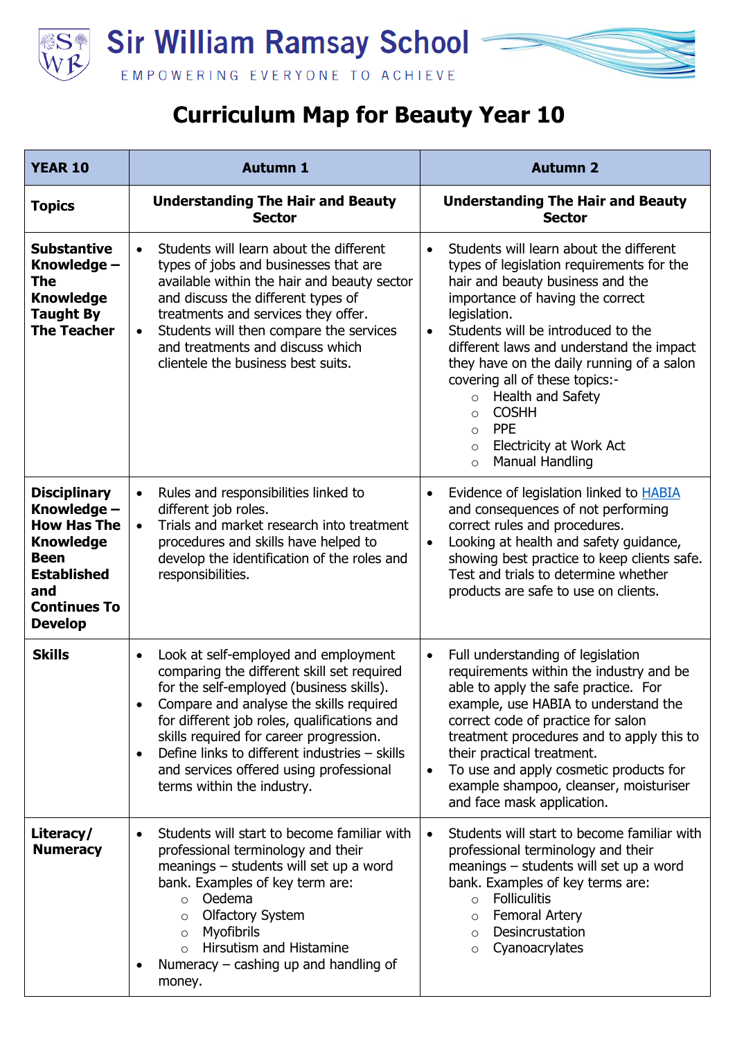# Sir William Ramsay School

EMPOWERING EVERYONE TO ACHIEVE

# Curriculum Map for Beauty Year 10

| YEAR 10 | Autumn 1 | Autumn 2 |
|---|---|---|
| **Topics** | **Understanding The Hair and Beauty Sector** | **Understanding The Hair and Beauty Sector** |
| **Substantive Knowledge – The Knowledge Taught By The Teacher** | • Students will learn about the different types of jobs and businesses that are available within the hair and beauty sector and discuss the different types of treatments and services they offer.<br>• Students will then compare the services and treatments and discuss which clientele the business best suits. | • Students will learn about the different types of legislation requirements for the hair and beauty business and the importance of having the correct legislation.<br>• Students will be introduced to the different laws and understand the impact they have on the daily running of a salon covering all of these topics:-<br>○ Health and Safety<br>○ COSHH<br>○ PPE<br>○ Electricity at Work Act<br>○ Manual Handling |
| **Disciplinary Knowledge – How Has The Knowledge Been Established and Continues To Develop** | • Rules and responsibilities linked to different job roles.<br>• Trials and market research into treatment procedures and skills have helped to develop the identification of the roles and responsibilities. | • Evidence of legislation linked to HABIA and consequences of not performing correct rules and procedures.<br>• Looking at health and safety guidance, showing best practice to keep clients safe. Test and trials to determine whether products are safe to use on clients. |
| **Skills** | • Look at self-employed and employment comparing the different skill set required for the self-employed (business skills).<br>• Compare and analyse the skills required for different job roles, qualifications and skills required for career progression.<br>• Define links to different industries – skills and services offered using professional terms within the industry. | • Full understanding of legislation requirements within the industry and be able to apply the safe practice. For example, use HABIA to understand the correct code of practice for salon treatment procedures and to apply this to their practical treatment.<br>• To use and apply cosmetic products for example shampoo, cleanser, moisturiser and face mask application. |
| **Literacy/ Numeracy** | • Students will start to become familiar with professional terminology and their meanings – students will set up a word bank. Examples of key term are:<br>○ Oedema<br>○ Olfactory System<br>○ Myofibrils<br>○ Hirsutism and Histamine<br>• Numeracy – cashing up and handling of money. | • Students will start to become familiar with professional terminology and their meanings – students will set up a word bank. Examples of key terms are:<br>○ Folliculitis<br>○ Femoral Artery<br>○ Desincrustation<br>○ Cyanoacrylates |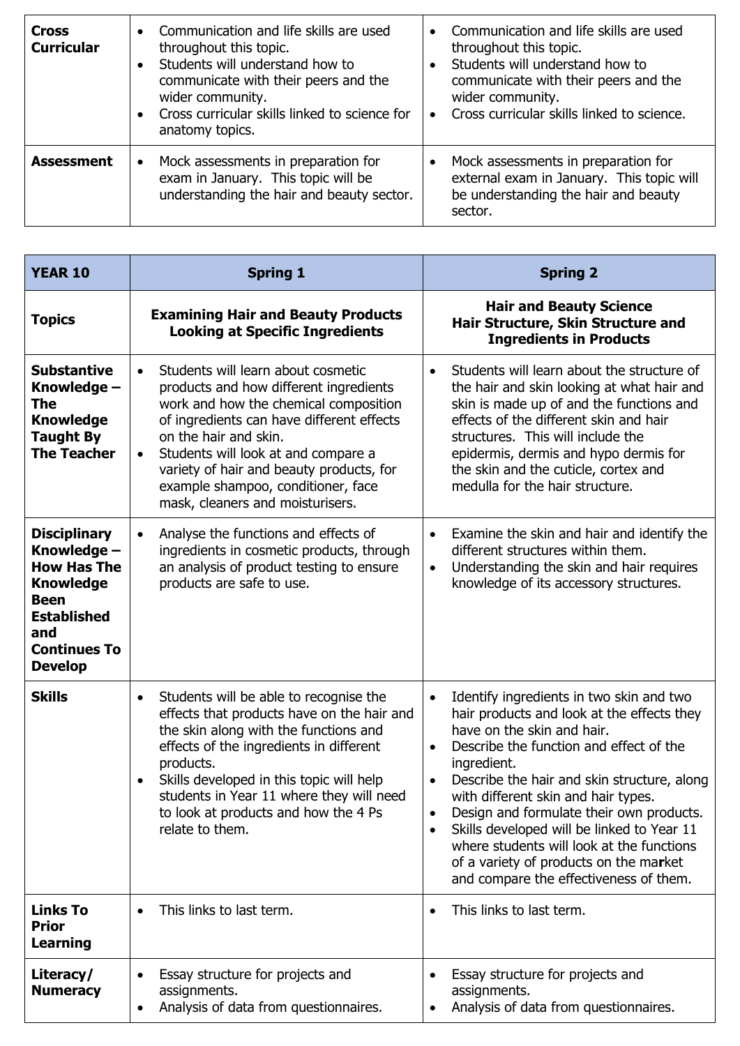| | | |
|---|---|---|
| **Cross Curricular** | • Communication and life skills are used throughout this topic.<br>• Students will understand how to communicate with their peers and the wider community.<br>• Cross curricular skills linked to science for anatomy topics. | • Communication and life skills are used throughout this topic.<br>• Students will understand how to communicate with their peers and the wider community.<br>• Cross curricular skills linked to science. |
| **Assessment** | • Mock assessments in preparation for exam in January. This topic will be understanding the hair and beauty sector. | • Mock assessments in preparation for external exam in January. This topic will be understanding the hair and beauty sector. |

| **YEAR 10** | **Spring 1** | **Spring 2** |
|---|---|---|
| **Topics** | **Examining Hair and Beauty Products Looking at Specific Ingredients** | **Hair and Beauty Science Hair Structure, Skin Structure and Ingredients in Products** |
| **Substantive Knowledge – The Knowledge Taught By The Teacher** | • Students will learn about cosmetic products and how different ingredients work and how the chemical composition of ingredients can have different effects on the hair and skin.<br>• Students will look at and compare a variety of hair and beauty products, for example shampoo, conditioner, face mask, cleaners and moisturisers. | • Students will learn about the structure of the hair and skin looking at what hair and skin is made up of and the functions and effects of the different skin and hair structures. This will include the epidermis, dermis and hypo dermis for the skin and the cuticle, cortex and medulla for the hair structure. |
| **Disciplinary Knowledge – How Has The Knowledge Been Established and Continues To Develop** | • Analyse the functions and effects of ingredients in cosmetic products, through an analysis of product testing to ensure products are safe to use. | • Examine the skin and hair and identify the different structures within them.<br>• Understanding the skin and hair requires knowledge of its accessory structures. |
| **Skills** | • Students will be able to recognise the effects that products have on the hair and the skin along with the functions and effects of the ingredients in different products.<br>• Skills developed in this topic will help students in Year 11 where they will need to look at products and how the 4 Ps relate to them. | • Identify ingredients in two skin and two hair products and look at the effects they have on the skin and hair.<br>• Describe the function and effect of the ingredient.<br>• Describe the hair and skin structure, along with different skin and hair types.<br>• Design and formulate their own products.<br>• Skills developed will be linked to Year 11 where students will look at the functions of a variety of products on the market and compare the effectiveness of them. |
| **Links To Prior Learning** | • This links to last term. | • This links to last term. |
| **Literacy/ Numeracy** | • Essay structure for projects and assignments.<br>• Analysis of data from questionnaires. | • Essay structure for projects and assignments.<br>• Analysis of data from questionnaires. |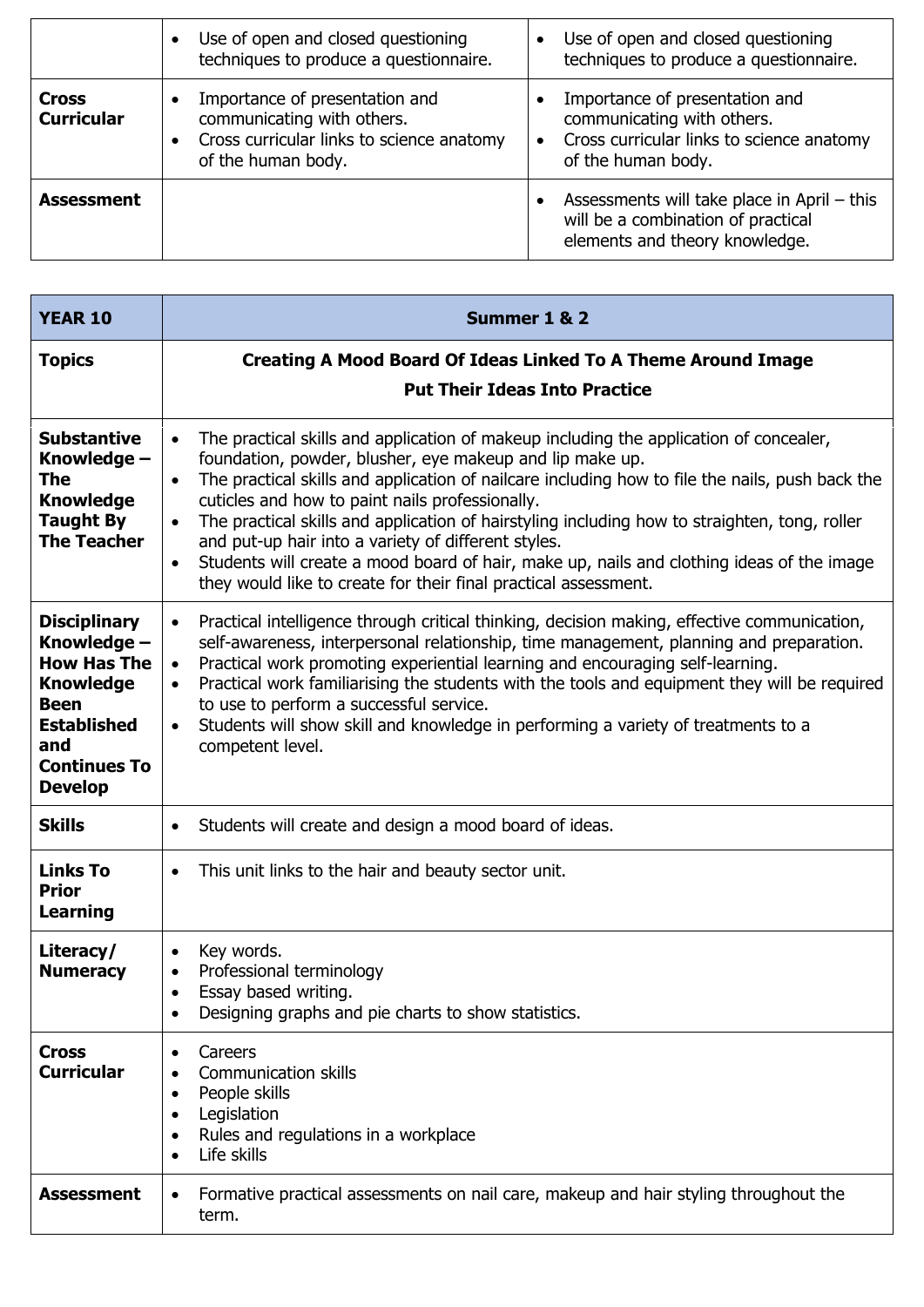| | | |
|---|---|---|
| | • Use of open and closed questioning techniques to produce a questionnaire. | • Use of open and closed questioning techniques to produce a questionnaire. |
| **Cross Curricular** | • Importance of presentation and communicating with others.<br>• Cross curricular links to science anatomy of the human body. | • Importance of presentation and communicating with others.<br>• Cross curricular links to science anatomy of the human body. |
| **Assessment** | | • Assessments will take place in April – this will be a combination of practical elements and theory knowledge. |

| **YEAR 10** | **Summer 1 & 2** |
|---|---|
| **Topics** | **Creating A Mood Board Of Ideas Linked To A Theme Around Image**<br>**Put Their Ideas Into Practice** |
| **Substantive Knowledge – The Knowledge Taught By The Teacher** | • The practical skills and application of makeup including the application of concealer, foundation, powder, blusher, eye makeup and lip make up.<br>• The practical skills and application of nailcare including how to file the nails, push back the cuticles and how to paint nails professionally.<br>• The practical skills and application of hairstyling including how to straighten, tong, roller and put-up hair into a variety of different styles.<br>• Students will create a mood board of hair, make up, nails and clothing ideas of the image they would like to create for their final practical assessment. |
| **Disciplinary Knowledge – How Has The Knowledge Been Established and Continues To Develop** | • Practical intelligence through critical thinking, decision making, effective communication, self-awareness, interpersonal relationship, time management, planning and preparation.<br>• Practical work promoting experiential learning and encouraging self-learning.<br>• Practical work familiarising the students with the tools and equipment they will be required to use to perform a successful service.<br>• Students will show skill and knowledge in performing a variety of treatments to a competent level. |
| **Skills** | • Students will create and design a mood board of ideas. |
| **Links To Prior Learning** | • This unit links to the hair and beauty sector unit. |
| **Literacy/ Numeracy** | • Key words.<br>• Professional terminology<br>• Essay based writing.<br>• Designing graphs and pie charts to show statistics. |
| **Cross Curricular** | • Careers<br>• Communication skills<br>• People skills<br>• Legislation<br>• Rules and regulations in a workplace<br>• Life skills |
| **Assessment** | • Formative practical assessments on nail care, makeup and hair styling throughout the term. |